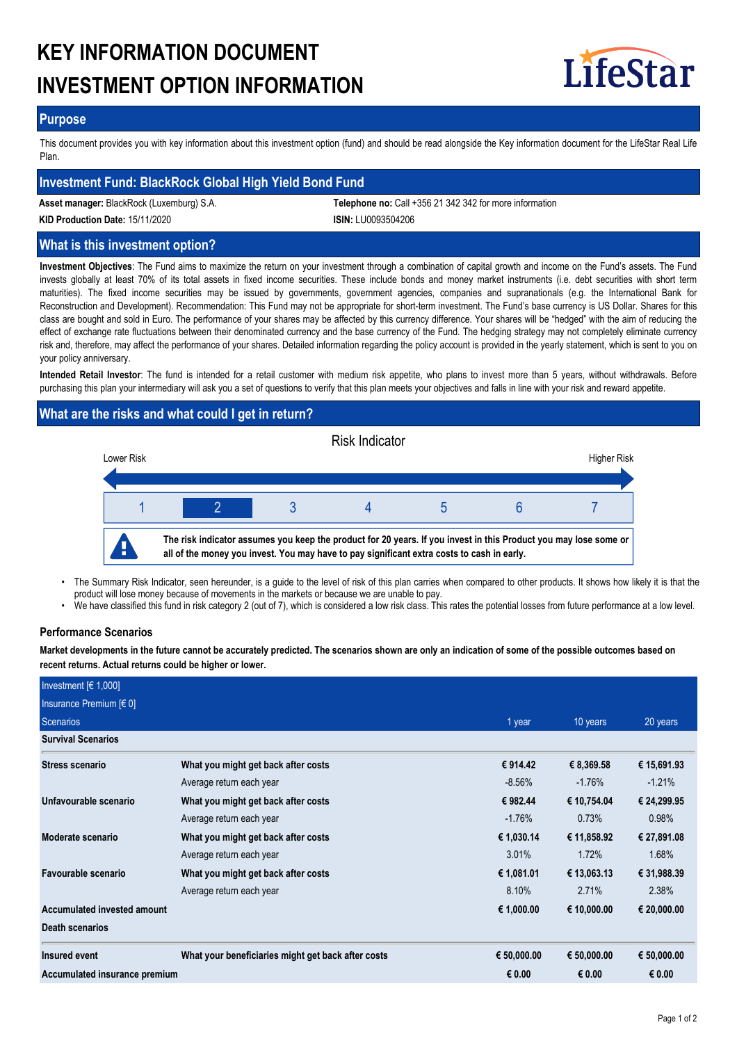# KEY INFORMATION DOCUMENT
# INVESTMENT OPTION INFORMATION

LifeStar

## Purpose

This document provides you with key information about this investment option (fund) and should be read alongside the Key information document for the LifeStar Real Life Plan.

## Investment Fund: BlackRock Global High Yield Bond Fund

**Asset manager:** BlackRock (Luxemburg) S.A.

**Telephone no:** Call +356 21 342 342 for more information

**KID Production Date:** 15/11/2020

**ISIN:** LU0093504206

## What is this investment option?

**Investment Objectives**: The Fund aims to maximize the return on your investment through a combination of capital growth and income on the Fund's assets. The Fund invests globally at least 70% of its total assets in fixed income securities. These include bonds and money market instruments (i.e. debt securities with short term maturities). The fixed income securities may be issued by governments, government agencies, companies and supranationals (e.g. the International Bank for Reconstruction and Development). Recommendation: This Fund may not be appropriate for short-term investment. The Fund's base currency is US Dollar. Shares for this class are bought and sold in Euro. The performance of your shares may be affected by this currency difference. Your shares will be "hedged" with the aim of reducing the effect of exchange rate fluctuations between their denominated currency and the base currency of the Fund. The hedging strategy may not completely eliminate currency risk and, therefore, may affect the performance of your shares. Detailed information regarding the policy account is provided in the yearly statement, which is sent to you on your policy anniversary.

**Intended Retail Investor**: The fund is intended for a retail customer with medium risk appetite, who plans to invest more than 5 years, without withdrawals. Before purchasing this plan your intermediary will ask you a set of questions to verify that this plan meets your objectives and falls in line with your risk and reward appetite.

## What are the risks and what could I get in return?

Risk Indicator

Lower Risk — Higher Risk

| 1 | **2** | 3 | 4 | 5 | 6 | 7 |
|---|---|---|---|---|---|---|

**The risk indicator assumes you keep the product for 20 years. If you invest in this Product you may lose some or all of the money you invest. You may have to pay significant extra costs to cash in early.**

- The Summary Risk Indicator, seen hereunder, is a guide to the level of risk of this plan carries when compared to other products. It shows how likely it is that the product will lose money because of movements in the markets or because we are unable to pay.
- We have classified this fund in risk category 2 (out of 7), which is considered a low risk class. This rates the potential losses from future performance at a low level.

### Performance Scenarios

**Market developments in the future cannot be accurately predicted. The scenarios shown are only an indication of some of the possible outcomes based on recent returns. Actual returns could be higher or lower.**

| Investment [€ 1,000] | | | | |
|---|---|---|---|---|
| Insurance Premium [€ 0] | | | | |
| Scenarios | | 1 year | 10 years | 20 years |
| **Survival Scenarios** | | | | |
| **Stress scenario** | **What you might get back after costs** | **€ 914.42** | **€ 8,369.58** | **€ 15,691.93** |
| | Average return each year | -8.56% | -1.76% | -1.21% |
| **Unfavourable scenario** | **What you might get back after costs** | **€ 982.44** | **€ 10,754.04** | **€ 24,299.95** |
| | Average return each year | -1.76% | 0.73% | 0.98% |
| **Moderate scenario** | **What you might get back after costs** | **€ 1,030.14** | **€ 11,858.92** | **€ 27,891.08** |
| | Average return each year | 3.01% | 1.72% | 1.68% |
| **Favourable scenario** | **What you might get back after costs** | **€ 1,081.01** | **€ 13,063.13** | **€ 31,988.39** |
| | Average return each year | 8.10% | 2.71% | 2.38% |
| **Accumulated invested amount** | | **€ 1,000.00** | **€ 10,000.00** | **€ 20,000.00** |
| **Death scenarios** | | | | |
| **Insured event** | **What your beneficiaries might get back after costs** | **€ 50,000.00** | **€ 50,000.00** | **€ 50,000.00** |
| **Accumulated insurance premium** | | **€ 0.00** | **€ 0.00** | **€ 0.00** |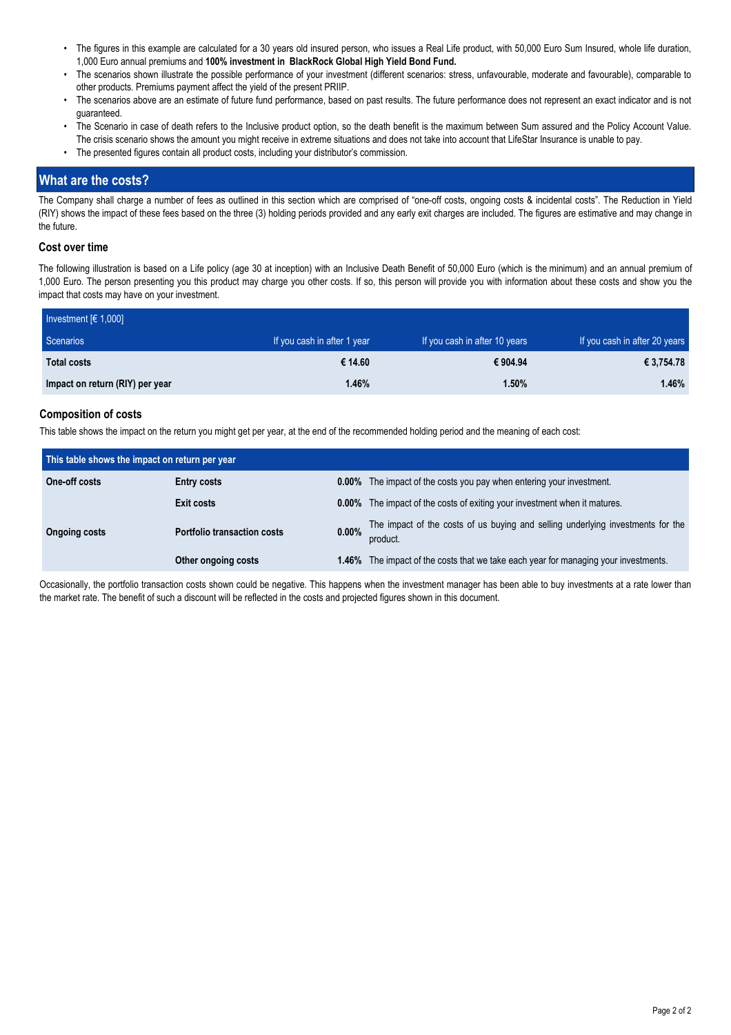- The figures in this example are calculated for a 30 years old insured person, who issues a Real Life product, with 50,000 Euro Sum Insured, whole life duration, 1,000 Euro annual premiums and **100% investment in BlackRock Global High Yield Bond Fund.**
- The scenarios shown illustrate the possible performance of your investment (different scenarios: stress, unfavourable, moderate and favourable), comparable to other products. Premiums payment affect the yield of the present PRIIP.
- The scenarios above are an estimate of future fund performance, based on past results. The future performance does not represent an exact indicator and is not guaranteed.
- The Scenario in case of death refers to the Inclusive product option, so the death benefit is the maximum between Sum assured and the Policy Account Value. The crisis scenario shows the amount you might receive in extreme situations and does not take into account that LifeStar Insurance is unable to pay.
- The presented figures contain all product costs, including your distributor's commission.

## What are the costs?

The Company shall charge a number of fees as outlined in this section which are comprised of "one-off costs, ongoing costs & incidental costs". The Reduction in Yield (RIY) shows the impact of these fees based on the three (3) holding periods provided and any early exit charges are included. The figures are estimative and may change in the future.

### Cost over time

The following illustration is based on a Life policy (age 30 at inception) with an Inclusive Death Benefit of 50,000 Euro (which is the minimum) and an annual premium of 1,000 Euro. The person presenting you this product may charge you other costs. If so, this person will provide you with information about these costs and show you the impact that costs may have on your investment.

| Investment [€ 1,000] | | | |
|---|---|---|---|
| Scenarios | If you cash in after 1 year | If you cash in after 10 years | If you cash in after 20 years |
| **Total costs** | **€ 14.60** | **€ 904.94** | **€ 3,754.78** |
| **Impact on return (RIY) per year** | **1.46%** | **1.50%** | **1.46%** |

### Composition of costs

This table shows the impact on the return you might get per year, at the end of the recommended holding period and the meaning of each cost:

| This table shows the impact on return per year | | | |
|---|---|---|---|
| **One-off costs** | **Entry costs** | **0.00%** | The impact of the costs you pay when entering your investment. |
| | **Exit costs** | **0.00%** | The impact of the costs of exiting your investment when it matures. |
| **Ongoing costs** | **Portfolio transaction costs** | **0.00%** | The impact of the costs of us buying and selling underlying investments for the product. |
| | **Other ongoing costs** | **1.46%** | The impact of the costs that we take each year for managing your investments. |

Occasionally, the portfolio transaction costs shown could be negative. This happens when the investment manager has been able to buy investments at a rate lower than the market rate. The benefit of such a discount will be reflected in the costs and projected figures shown in this document.